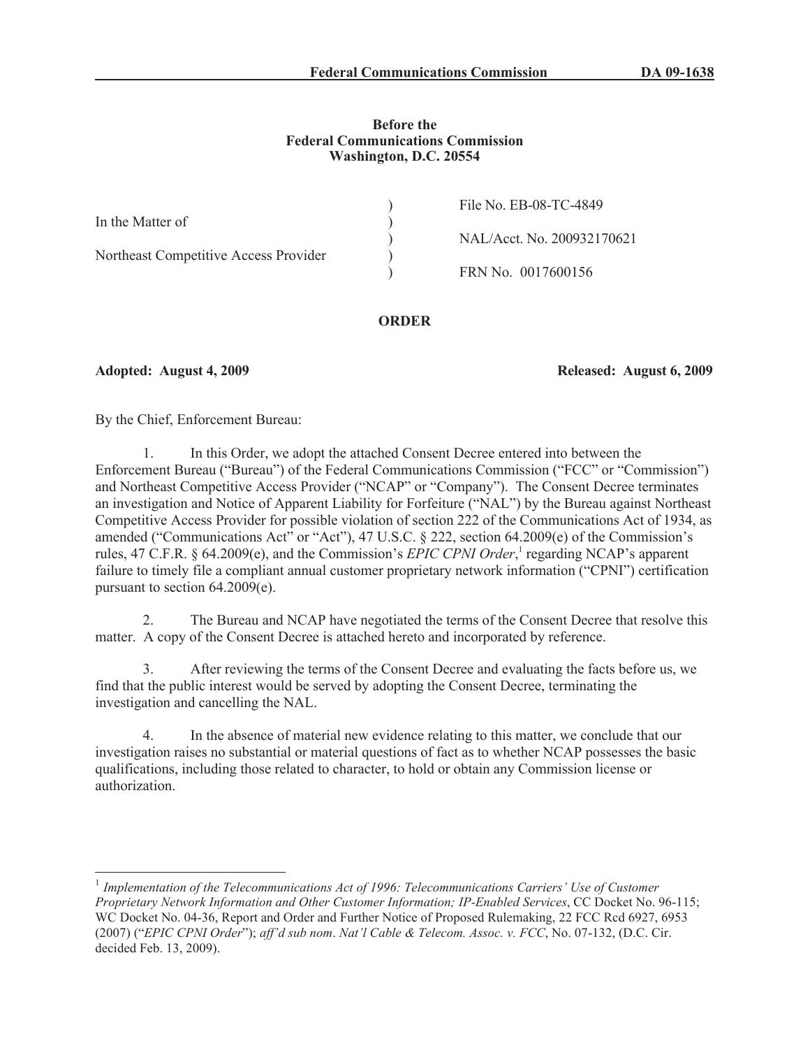**Before the**
**Federal Communications Commission**
**Washington, D.C. 20554**

| | | |
|---|---|---|
| In the Matter of | ) | File No. EB-08-TC-4849 |
| | ) | NAL/Acct. No. 200932170621 |
| Northeast Competitive Access Provider | ) | FRN No. 0017600156 |

**ORDER**

**Adopted: August 4, 2009** **Released: August 6, 2009**

By the Chief, Enforcement Bureau:

1. In this Order, we adopt the attached Consent Decree entered into between the Enforcement Bureau ("Bureau") of the Federal Communications Commission ("FCC" or "Commission") and Northeast Competitive Access Provider ("NCAP" or "Company"). The Consent Decree terminates an investigation and Notice of Apparent Liability for Forfeiture ("NAL") by the Bureau against Northeast Competitive Access Provider for possible violation of section 222 of the Communications Act of 1934, as amended ("Communications Act" or "Act"), 47 U.S.C. § 222, section 64.2009(e) of the Commission's rules, 47 C.F.R. § 64.2009(e), and the Commission's *EPIC CPNI Order*,[1] regarding NCAP's apparent failure to timely file a compliant annual customer proprietary network information ("CPNI") certification pursuant to section 64.2009(e).

2. The Bureau and NCAP have negotiated the terms of the Consent Decree that resolve this matter. A copy of the Consent Decree is attached hereto and incorporated by reference.

3. After reviewing the terms of the Consent Decree and evaluating the facts before us, we find that the public interest would be served by adopting the Consent Decree, terminating the investigation and cancelling the NAL.

4. In the absence of material new evidence relating to this matter, we conclude that our investigation raises no substantial or material questions of fact as to whether NCAP possesses the basic qualifications, including those related to character, to hold or obtain any Commission license or authorization.

---

[1] *Implementation of the Telecommunications Act of 1996: Telecommunications Carriers' Use of Customer Proprietary Network Information and Other Customer Information; IP-Enabled Services*, CC Docket No. 96-115; WC Docket No. 04-36, Report and Order and Further Notice of Proposed Rulemaking, 22 FCC Rcd 6927, 6953 (2007) ("*EPIC CPNI Order*"); *aff'd sub nom*. *Nat'l Cable & Telecom. Assoc. v. FCC*, No. 07-132, (D.C. Cir. decided Feb. 13, 2009).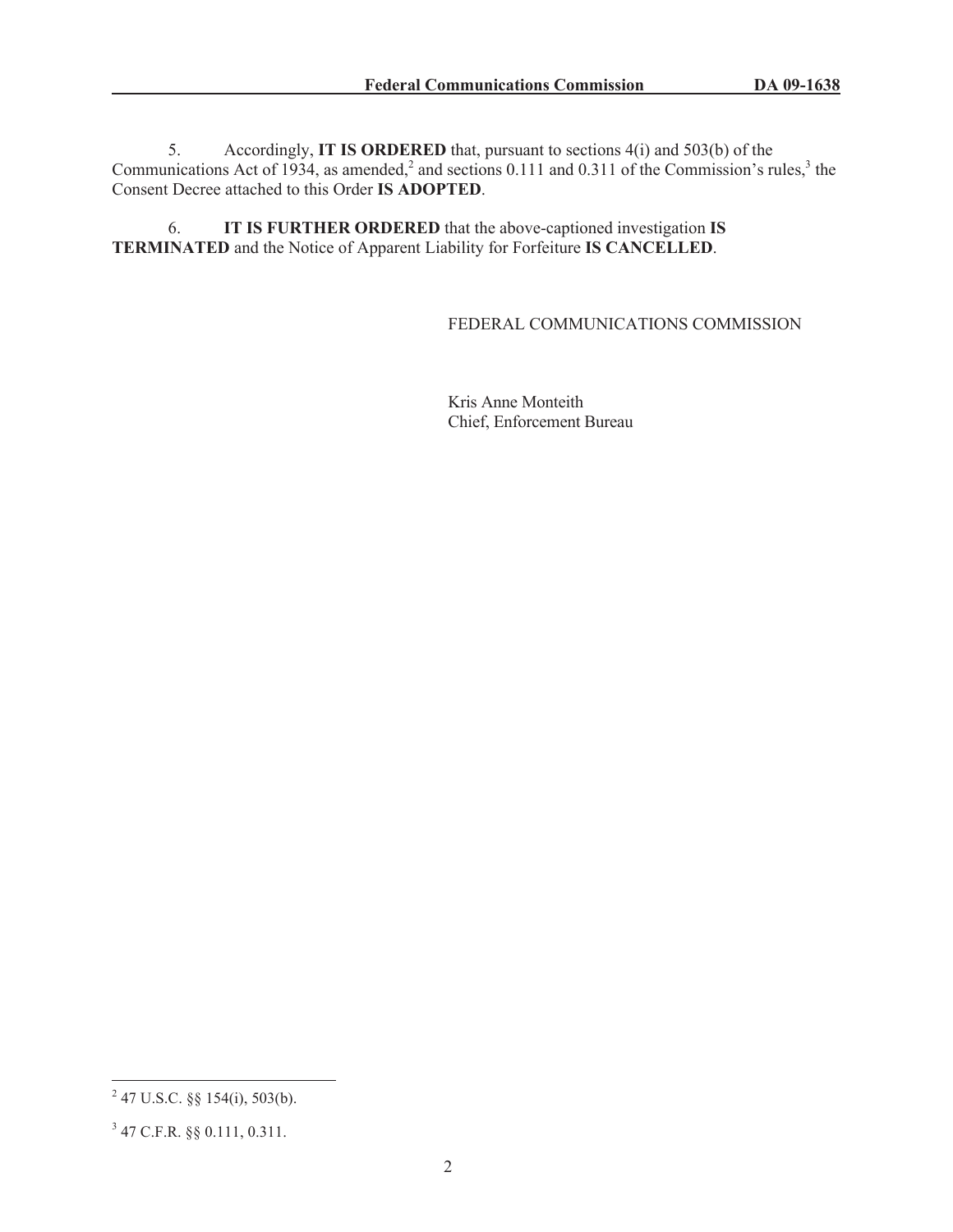5. Accordingly, **IT IS ORDERED** that, pursuant to sections 4(i) and 503(b) of the Communications Act of 1934, as amended,[2] and sections 0.111 and 0.311 of the Commission's rules,[3] the Consent Decree attached to this Order **IS ADOPTED**.

6. **IT IS FURTHER ORDERED** that the above-captioned investigation **IS TERMINATED** and the Notice of Apparent Liability for Forfeiture **IS CANCELLED**.

FEDERAL COMMUNICATIONS COMMISSION

Kris Anne Monteith
Chief, Enforcement Bureau

---

[2] 47 U.S.C. §§ 154(i), 503(b).

[3] 47 C.F.R. §§ 0.111, 0.311.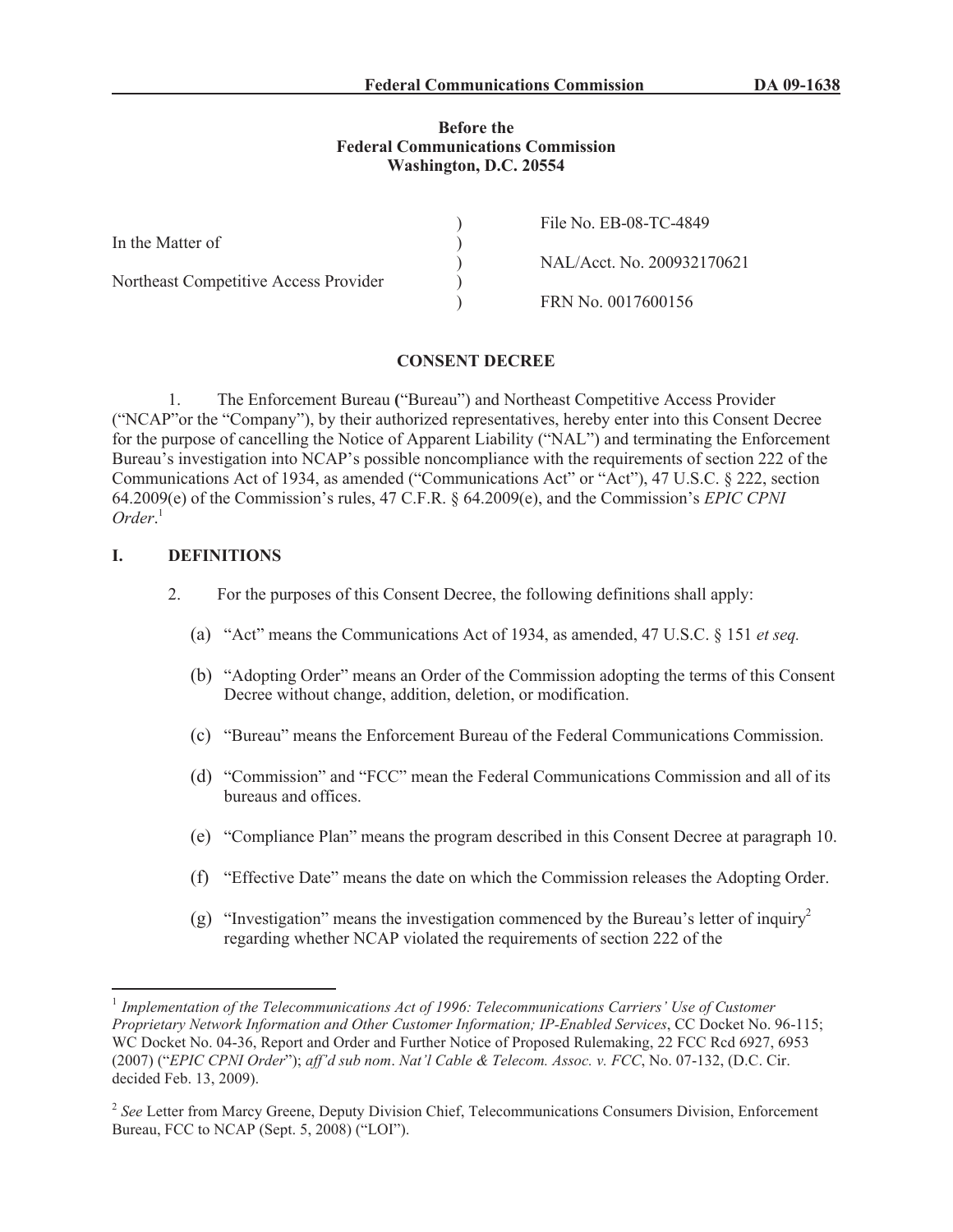**Before the**
**Federal Communications Commission**
**Washington, D.C. 20554**

| | | |
|---|---|---|
| In the Matter of | ) | File No. EB-08-TC-4849 |
| | ) | NAL/Acct. No. 200932170621 |
| Northeast Competitive Access Provider | ) | FRN No. 0017600156 |

## CONSENT DECREE

1. The Enforcement Bureau ("Bureau") and Northeast Competitive Access Provider ("NCAP"or the "Company"), by their authorized representatives, hereby enter into this Consent Decree for the purpose of cancelling the Notice of Apparent Liability ("NAL") and terminating the Enforcement Bureau's investigation into NCAP's possible noncompliance with the requirements of section 222 of the Communications Act of 1934, as amended ("Communications Act" or "Act"), 47 U.S.C. § 222, section 64.2009(e) of the Commission's rules, 47 C.F.R. § 64.2009(e), and the Commission's *EPIC CPNI Order*.[1]

## I. DEFINITIONS

2. For the purposes of this Consent Decree, the following definitions shall apply:

(a) "Act" means the Communications Act of 1934, as amended, 47 U.S.C. § 151 *et seq.*

(b) "Adopting Order" means an Order of the Commission adopting the terms of this Consent Decree without change, addition, deletion, or modification.

(c) "Bureau" means the Enforcement Bureau of the Federal Communications Commission.

(d) "Commission" and "FCC" mean the Federal Communications Commission and all of its bureaus and offices.

(e) "Compliance Plan" means the program described in this Consent Decree at paragraph 10.

(f) "Effective Date" means the date on which the Commission releases the Adopting Order.

(g) "Investigation" means the investigation commenced by the Bureau's letter of inquiry[2] regarding whether NCAP violated the requirements of section 222 of the

---

[1] *Implementation of the Telecommunications Act of 1996: Telecommunications Carriers' Use of Customer Proprietary Network Information and Other Customer Information; IP-Enabled Services*, CC Docket No. 96-115; WC Docket No. 04-36, Report and Order and Further Notice of Proposed Rulemaking, 22 FCC Rcd 6927, 6953 (2007) ("*EPIC CPNI Order*"); *aff'd sub nom*. *Nat'l Cable & Telecom. Assoc. v. FCC*, No. 07-132, (D.C. Cir. decided Feb. 13, 2009).

[2] *See* Letter from Marcy Greene, Deputy Division Chief, Telecommunications Consumers Division, Enforcement Bureau, FCC to NCAP (Sept. 5, 2008) ("LOI").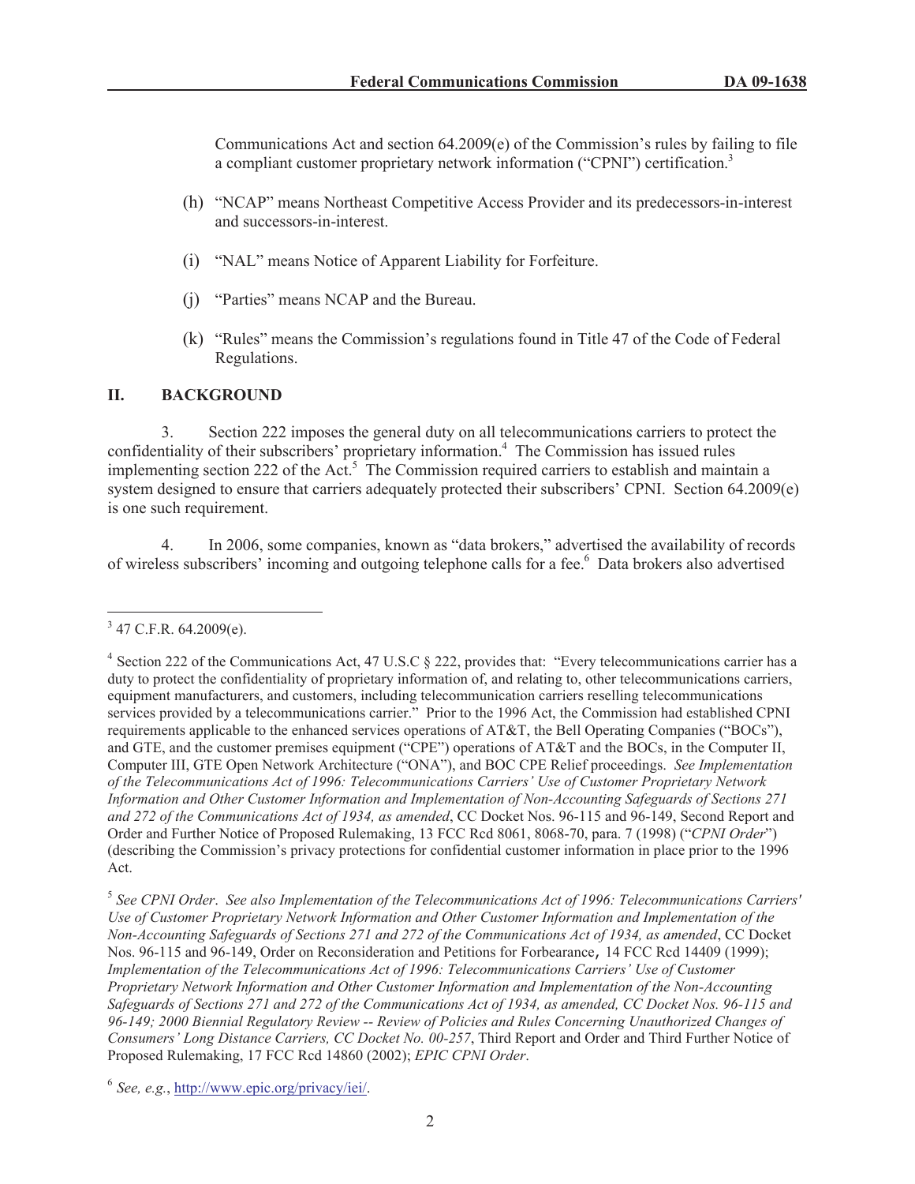Communications Act and section 64.2009(e) of the Commission's rules by failing to file a compliant customer proprietary network information ("CPNI") certification.[3]

(h) "NCAP" means Northeast Competitive Access Provider and its predecessors-in-interest and successors-in-interest.

(i) "NAL" means Notice of Apparent Liability for Forfeiture.

(j) "Parties" means NCAP and the Bureau.

(k) "Rules" means the Commission's regulations found in Title 47 of the Code of Federal Regulations.

## II. BACKGROUND

3. Section 222 imposes the general duty on all telecommunications carriers to protect the confidentiality of their subscribers' proprietary information.[4] The Commission has issued rules implementing section 222 of the Act.[5] The Commission required carriers to establish and maintain a system designed to ensure that carriers adequately protected their subscribers' CPNI. Section 64.2009(e) is one such requirement.

4. In 2006, some companies, known as "data brokers," advertised the availability of records of wireless subscribers' incoming and outgoing telephone calls for a fee.[6] Data brokers also advertised

---

[3] 47 C.F.R. 64.2009(e).

[4] Section 222 of the Communications Act, 47 U.S.C § 222, provides that: "Every telecommunications carrier has a duty to protect the confidentiality of proprietary information of, and relating to, other telecommunications carriers, equipment manufacturers, and customers, including telecommunication carriers reselling telecommunications services provided by a telecommunications carrier." Prior to the 1996 Act, the Commission had established CPNI requirements applicable to the enhanced services operations of AT&T, the Bell Operating Companies ("BOCs"), and GTE, and the customer premises equipment ("CPE") operations of AT&T and the BOCs, in the Computer II, Computer III, GTE Open Network Architecture ("ONA"), and BOC CPE Relief proceedings. *See Implementation of the Telecommunications Act of 1996: Telecommunications Carriers' Use of Customer Proprietary Network Information and Other Customer Information and Implementation of Non-Accounting Safeguards of Sections 271 and 272 of the Communications Act of 1934, as amended*, CC Docket Nos. 96-115 and 96-149, Second Report and Order and Further Notice of Proposed Rulemaking, 13 FCC Rcd 8061, 8068-70, para. 7 (1998) ("*CPNI Order*") (describing the Commission's privacy protections for confidential customer information in place prior to the 1996 Act.

[5] *See CPNI Order*. *See also Implementation of the Telecommunications Act of 1996: Telecommunications Carriers' Use of Customer Proprietary Network Information and Other Customer Information and Implementation of the Non-Accounting Safeguards of Sections 271 and 272 of the Communications Act of 1934, as amended*, CC Docket Nos. 96-115 and 96-149, Order on Reconsideration and Petitions for Forbearance, 14 FCC Rcd 14409 (1999); *Implementation of the Telecommunications Act of 1996: Telecommunications Carriers' Use of Customer Proprietary Network Information and Other Customer Information and Implementation of the Non-Accounting Safeguards of Sections 271 and 272 of the Communications Act of 1934, as amended, CC Docket Nos. 96-115 and 96-149; 2000 Biennial Regulatory Review -- Review of Policies and Rules Concerning Unauthorized Changes of Consumers' Long Distance Carriers, CC Docket No. 00-257*, Third Report and Order and Third Further Notice of Proposed Rulemaking, 17 FCC Rcd 14860 (2002); *EPIC CPNI Order*.

[6] *See, e.g.*, http://www.epic.org/privacy/iei/.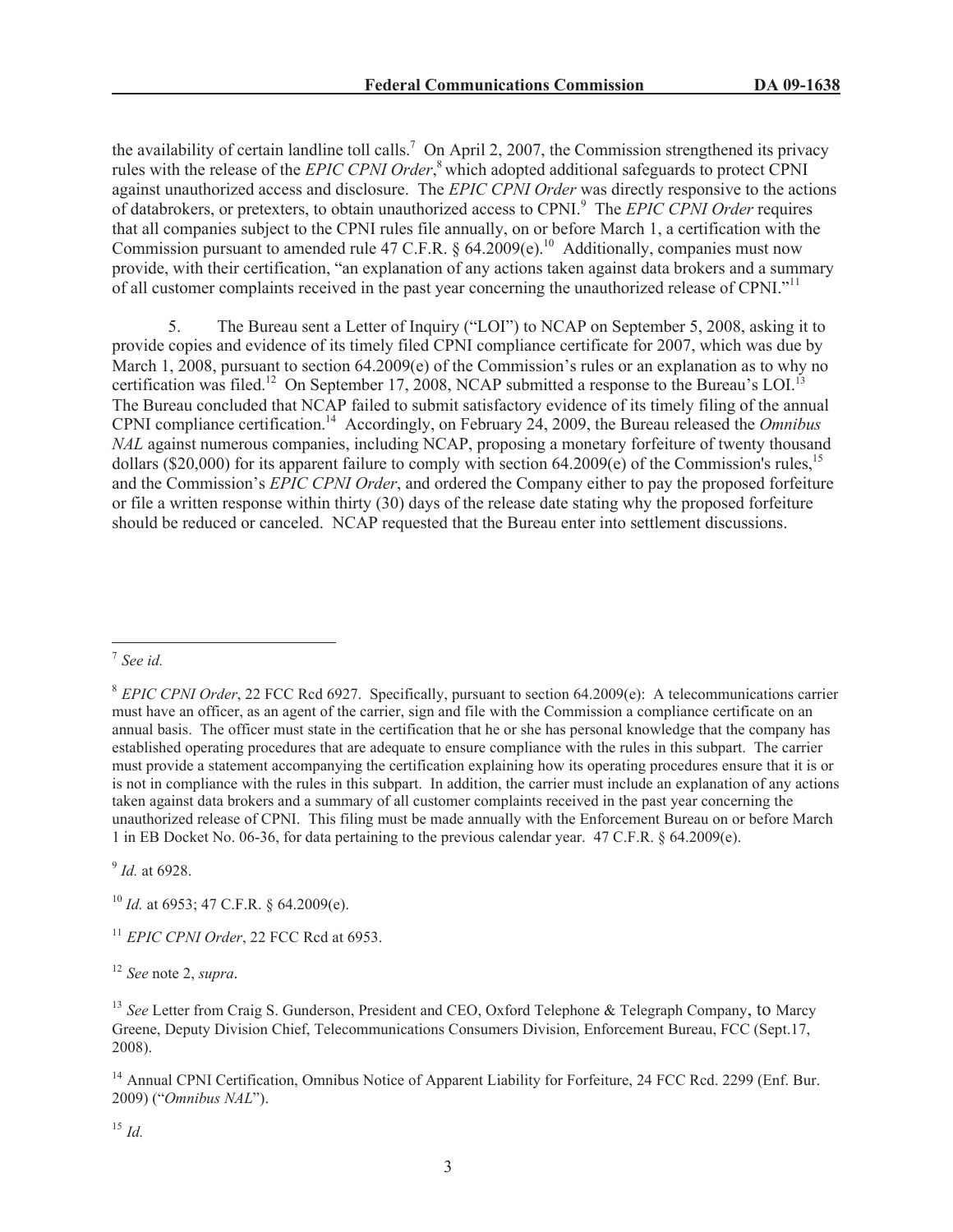the availability of certain landline toll calls.[7] On April 2, 2007, the Commission strengthened its privacy rules with the release of the *EPIC CPNI Order*,[8] which adopted additional safeguards to protect CPNI against unauthorized access and disclosure. The *EPIC CPNI Order* was directly responsive to the actions of databrokers, or pretexters, to obtain unauthorized access to CPNI.[9] The *EPIC CPNI Order* requires that all companies subject to the CPNI rules file annually, on or before March 1, a certification with the Commission pursuant to amended rule 47 C.F.R. § 64.2009(e).[10] Additionally, companies must now provide, with their certification, "an explanation of any actions taken against data brokers and a summary of all customer complaints received in the past year concerning the unauthorized release of CPNI."[11]

5. The Bureau sent a Letter of Inquiry ("LOI") to NCAP on September 5, 2008, asking it to provide copies and evidence of its timely filed CPNI compliance certificate for 2007, which was due by March 1, 2008, pursuant to section 64.2009(e) of the Commission's rules or an explanation as to why no certification was filed.[12] On September 17, 2008, NCAP submitted a response to the Bureau's LOI.[13] The Bureau concluded that NCAP failed to submit satisfactory evidence of its timely filing of the annual CPNI compliance certification.[14] Accordingly, on February 24, 2009, the Bureau released the *Omnibus NAL* against numerous companies, including NCAP, proposing a monetary forfeiture of twenty thousand dollars ($20,000) for its apparent failure to comply with section 64.2009(e) of the Commission's rules,[15] and the Commission's *EPIC CPNI Order*, and ordered the Company either to pay the proposed forfeiture or file a written response within thirty (30) days of the release date stating why the proposed forfeiture should be reduced or canceled. NCAP requested that the Bureau enter into settlement discussions.

---

[7] *See id.*

[8] *EPIC CPNI Order*, 22 FCC Rcd 6927. Specifically, pursuant to section 64.2009(e): A telecommunications carrier must have an officer, as an agent of the carrier, sign and file with the Commission a compliance certificate on an annual basis. The officer must state in the certification that he or she has personal knowledge that the company has established operating procedures that are adequate to ensure compliance with the rules in this subpart. The carrier must provide a statement accompanying the certification explaining how its operating procedures ensure that it is or is not in compliance with the rules in this subpart. In addition, the carrier must include an explanation of any actions taken against data brokers and a summary of all customer complaints received in the past year concerning the unauthorized release of CPNI. This filing must be made annually with the Enforcement Bureau on or before March 1 in EB Docket No. 06-36, for data pertaining to the previous calendar year. 47 C.F.R. § 64.2009(e).

[9] *Id.* at 6928.

[10] *Id.* at 6953; 47 C.F.R. § 64.2009(e).

[11] *EPIC CPNI Order*, 22 FCC Rcd at 6953.

[12] *See* note 2, *supra*.

[13] *See* Letter from Craig S. Gunderson, President and CEO, Oxford Telephone & Telegraph Company, to Marcy Greene, Deputy Division Chief, Telecommunications Consumers Division, Enforcement Bureau, FCC (Sept.17, 2008).

[14] Annual CPNI Certification, Omnibus Notice of Apparent Liability for Forfeiture, 24 FCC Rcd. 2299 (Enf. Bur. 2009) ("*Omnibus NAL*").

[15] *Id.*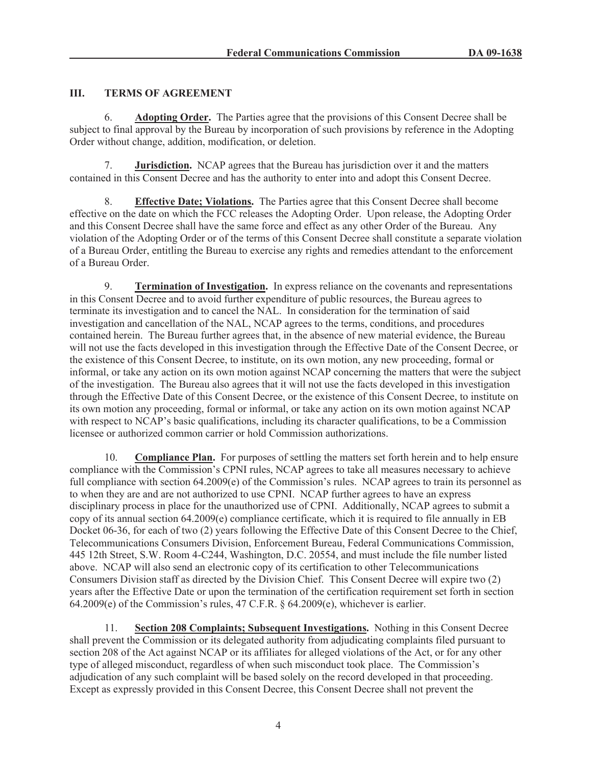## III. TERMS OF AGREEMENT

6. **Adopting Order.** The Parties agree that the provisions of this Consent Decree shall be subject to final approval by the Bureau by incorporation of such provisions by reference in the Adopting Order without change, addition, modification, or deletion.

7. **Jurisdiction.** NCAP agrees that the Bureau has jurisdiction over it and the matters contained in this Consent Decree and has the authority to enter into and adopt this Consent Decree.

8. **Effective Date; Violations.** The Parties agree that this Consent Decree shall become effective on the date on which the FCC releases the Adopting Order. Upon release, the Adopting Order and this Consent Decree shall have the same force and effect as any other Order of the Bureau. Any violation of the Adopting Order or of the terms of this Consent Decree shall constitute a separate violation of a Bureau Order, entitling the Bureau to exercise any rights and remedies attendant to the enforcement of a Bureau Order.

9. **Termination of Investigation.** In express reliance on the covenants and representations in this Consent Decree and to avoid further expenditure of public resources, the Bureau agrees to terminate its investigation and to cancel the NAL. In consideration for the termination of said investigation and cancellation of the NAL, NCAP agrees to the terms, conditions, and procedures contained herein. The Bureau further agrees that, in the absence of new material evidence, the Bureau will not use the facts developed in this investigation through the Effective Date of the Consent Decree, or the existence of this Consent Decree, to institute, on its own motion, any new proceeding, formal or informal, or take any action on its own motion against NCAP concerning the matters that were the subject of the investigation. The Bureau also agrees that it will not use the facts developed in this investigation through the Effective Date of this Consent Decree, or the existence of this Consent Decree, to institute on its own motion any proceeding, formal or informal, or take any action on its own motion against NCAP with respect to NCAP's basic qualifications, including its character qualifications, to be a Commission licensee or authorized common carrier or hold Commission authorizations.

10. **Compliance Plan.** For purposes of settling the matters set forth herein and to help ensure compliance with the Commission's CPNI rules, NCAP agrees to take all measures necessary to achieve full compliance with section 64.2009(e) of the Commission's rules. NCAP agrees to train its personnel as to when they are and are not authorized to use CPNI. NCAP further agrees to have an express disciplinary process in place for the unauthorized use of CPNI. Additionally, NCAP agrees to submit a copy of its annual section 64.2009(e) compliance certificate, which it is required to file annually in EB Docket 06-36, for each of two (2) years following the Effective Date of this Consent Decree to the Chief, Telecommunications Consumers Division, Enforcement Bureau, Federal Communications Commission, 445 12th Street, S.W. Room 4-C244, Washington, D.C. 20554, and must include the file number listed above. NCAP will also send an electronic copy of its certification to other Telecommunications Consumers Division staff as directed by the Division Chief. This Consent Decree will expire two (2) years after the Effective Date or upon the termination of the certification requirement set forth in section 64.2009(e) of the Commission's rules, 47 C.F.R. § 64.2009(e), whichever is earlier.

11. **Section 208 Complaints; Subsequent Investigations.** Nothing in this Consent Decree shall prevent the Commission or its delegated authority from adjudicating complaints filed pursuant to section 208 of the Act against NCAP or its affiliates for alleged violations of the Act, or for any other type of alleged misconduct, regardless of when such misconduct took place. The Commission's adjudication of any such complaint will be based solely on the record developed in that proceeding. Except as expressly provided in this Consent Decree, this Consent Decree shall not prevent the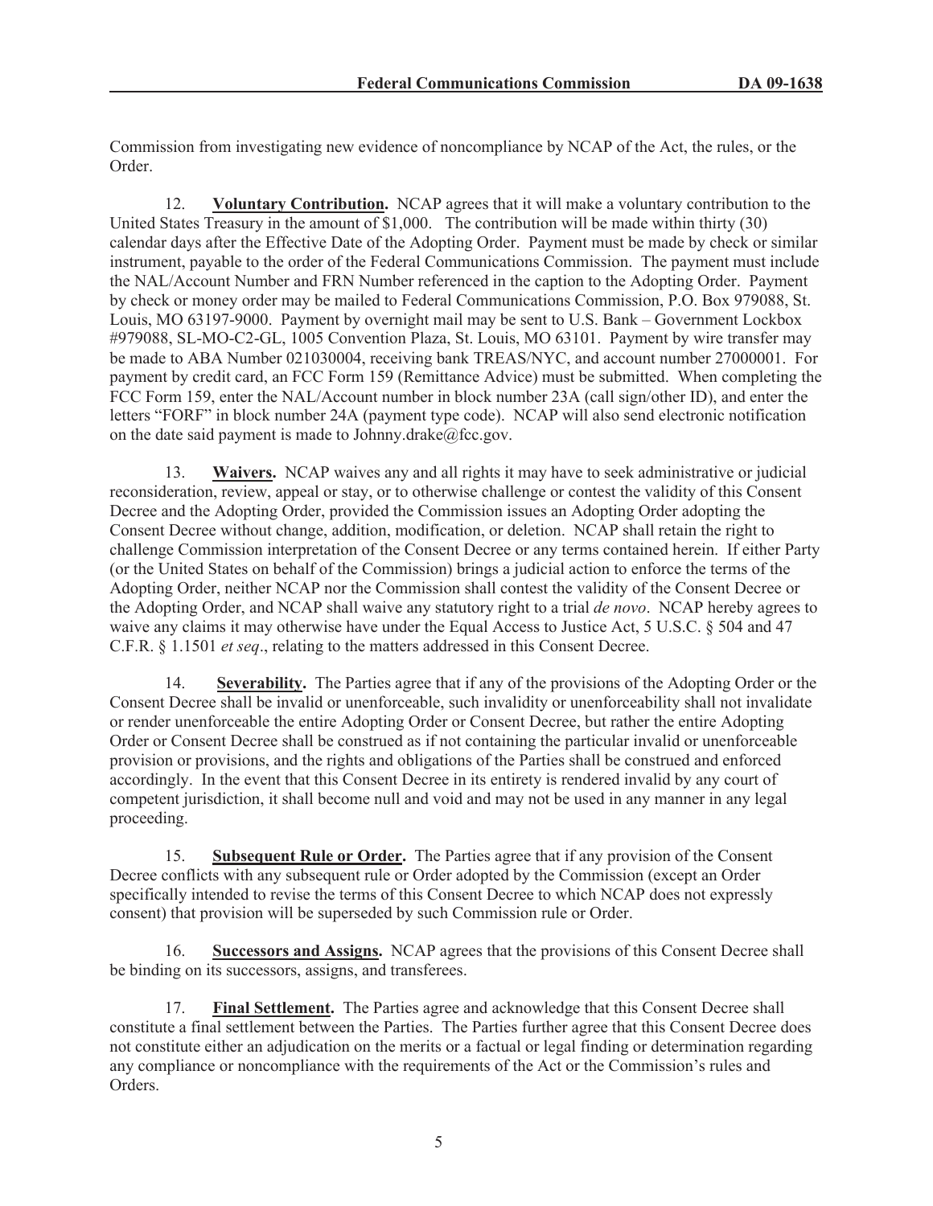Commission from investigating new evidence of noncompliance by NCAP of the Act, the rules, or the Order.

12. **Voluntary Contribution.** NCAP agrees that it will make a voluntary contribution to the United States Treasury in the amount of $1,000. The contribution will be made within thirty (30) calendar days after the Effective Date of the Adopting Order. Payment must be made by check or similar instrument, payable to the order of the Federal Communications Commission. The payment must include the NAL/Account Number and FRN Number referenced in the caption to the Adopting Order. Payment by check or money order may be mailed to Federal Communications Commission, P.O. Box 979088, St. Louis, MO 63197-9000. Payment by overnight mail may be sent to U.S. Bank – Government Lockbox #979088, SL-MO-C2-GL, 1005 Convention Plaza, St. Louis, MO 63101. Payment by wire transfer may be made to ABA Number 021030004, receiving bank TREAS/NYC, and account number 27000001. For payment by credit card, an FCC Form 159 (Remittance Advice) must be submitted. When completing the FCC Form 159, enter the NAL/Account number in block number 23A (call sign/other ID), and enter the letters "FORF" in block number 24A (payment type code). NCAP will also send electronic notification on the date said payment is made to Johnny.drake@fcc.gov.

13. **Waivers.** NCAP waives any and all rights it may have to seek administrative or judicial reconsideration, review, appeal or stay, or to otherwise challenge or contest the validity of this Consent Decree and the Adopting Order, provided the Commission issues an Adopting Order adopting the Consent Decree without change, addition, modification, or deletion. NCAP shall retain the right to challenge Commission interpretation of the Consent Decree or any terms contained herein. If either Party (or the United States on behalf of the Commission) brings a judicial action to enforce the terms of the Adopting Order, neither NCAP nor the Commission shall contest the validity of the Consent Decree or the Adopting Order, and NCAP shall waive any statutory right to a trial *de novo*. NCAP hereby agrees to waive any claims it may otherwise have under the Equal Access to Justice Act, 5 U.S.C. § 504 and 47 C.F.R. § 1.1501 *et seq*., relating to the matters addressed in this Consent Decree.

14. **Severability.** The Parties agree that if any of the provisions of the Adopting Order or the Consent Decree shall be invalid or unenforceable, such invalidity or unenforceability shall not invalidate or render unenforceable the entire Adopting Order or Consent Decree, but rather the entire Adopting Order or Consent Decree shall be construed as if not containing the particular invalid or unenforceable provision or provisions, and the rights and obligations of the Parties shall be construed and enforced accordingly. In the event that this Consent Decree in its entirety is rendered invalid by any court of competent jurisdiction, it shall become null and void and may not be used in any manner in any legal proceeding.

15. **Subsequent Rule or Order.** The Parties agree that if any provision of the Consent Decree conflicts with any subsequent rule or Order adopted by the Commission (except an Order specifically intended to revise the terms of this Consent Decree to which NCAP does not expressly consent) that provision will be superseded by such Commission rule or Order.

16. **Successors and Assigns.** NCAP agrees that the provisions of this Consent Decree shall be binding on its successors, assigns, and transferees.

17. **Final Settlement.** The Parties agree and acknowledge that this Consent Decree shall constitute a final settlement between the Parties. The Parties further agree that this Consent Decree does not constitute either an adjudication on the merits or a factual or legal finding or determination regarding any compliance or noncompliance with the requirements of the Act or the Commission's rules and Orders.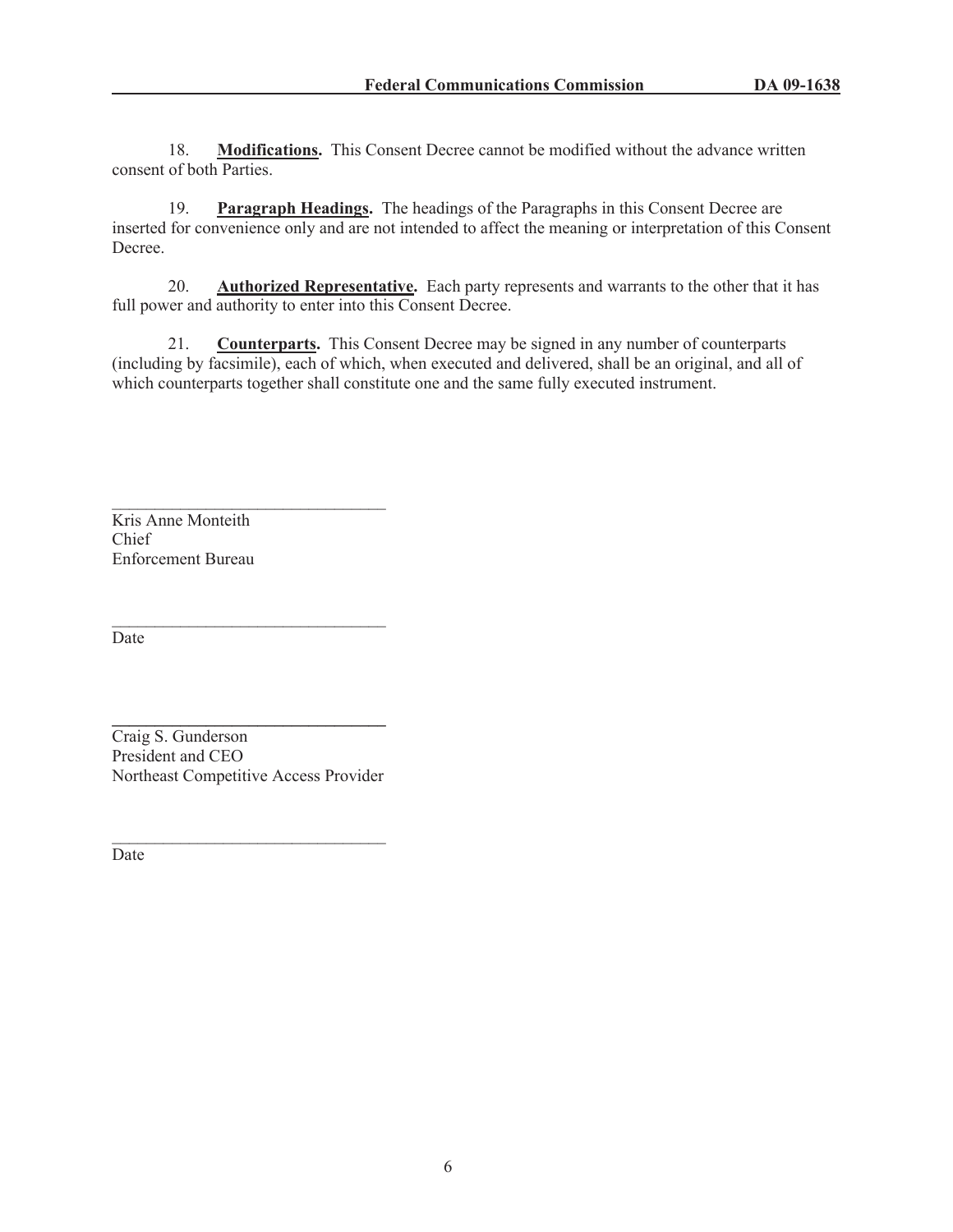18. **Modifications.** This Consent Decree cannot be modified without the advance written consent of both Parties.

19. **Paragraph Headings.** The headings of the Paragraphs in this Consent Decree are inserted for convenience only and are not intended to affect the meaning or interpretation of this Consent Decree.

20. **Authorized Representative.** Each party represents and warrants to the other that it has full power and authority to enter into this Consent Decree.

21. **Counterparts.** This Consent Decree may be signed in any number of counterparts (including by facsimile), each of which, when executed and delivered, shall be an original, and all of which counterparts together shall constitute one and the same fully executed instrument.

\_\_\_\_\_\_\_\_\_\_\_\_\_\_\_\_\_\_\_\_\_\_\_\_\_\_\_\_\_\_\_\_

Kris Anne Monteith
Chief
Enforcement Bureau

\_\_\_\_\_\_\_\_\_\_\_\_\_\_\_\_\_\_\_\_\_\_\_\_\_\_\_\_\_\_\_\_

Date

\_\_\_\_\_\_\_\_\_\_\_\_\_\_\_\_\_\_\_\_\_\_\_\_\_\_\_\_\_\_\_\_

Craig S. Gunderson
President and CEO
Northeast Competitive Access Provider

\_\_\_\_\_\_\_\_\_\_\_\_\_\_\_\_\_\_\_\_\_\_\_\_\_\_\_\_\_\_\_\_

Date